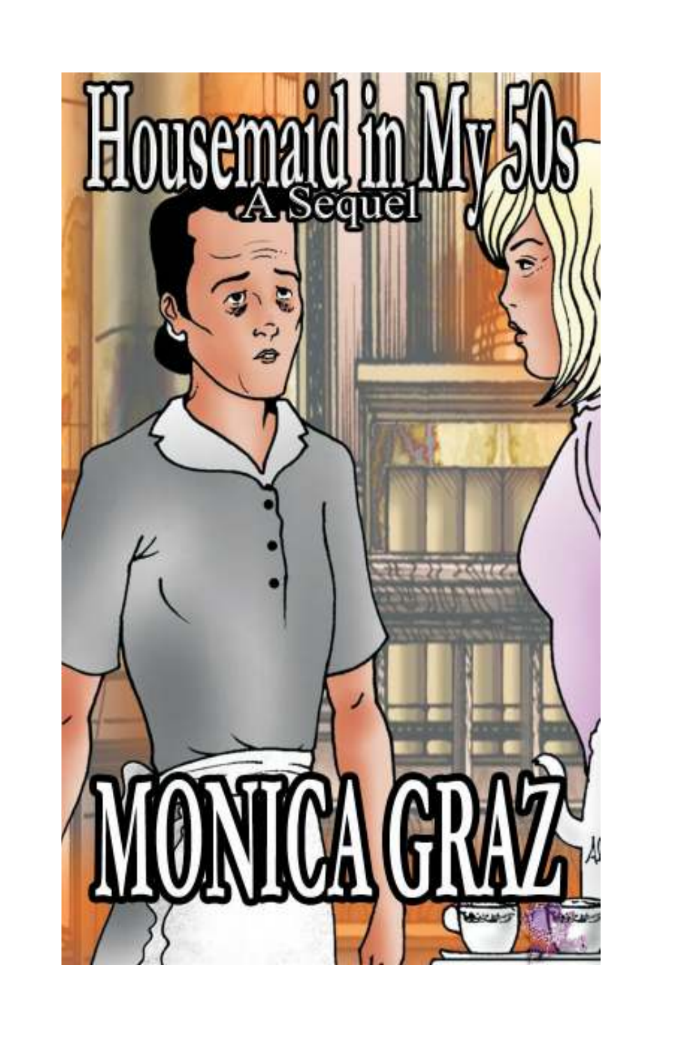# Housemaid in My 50s

## A Sequel

# MONICA GRAZ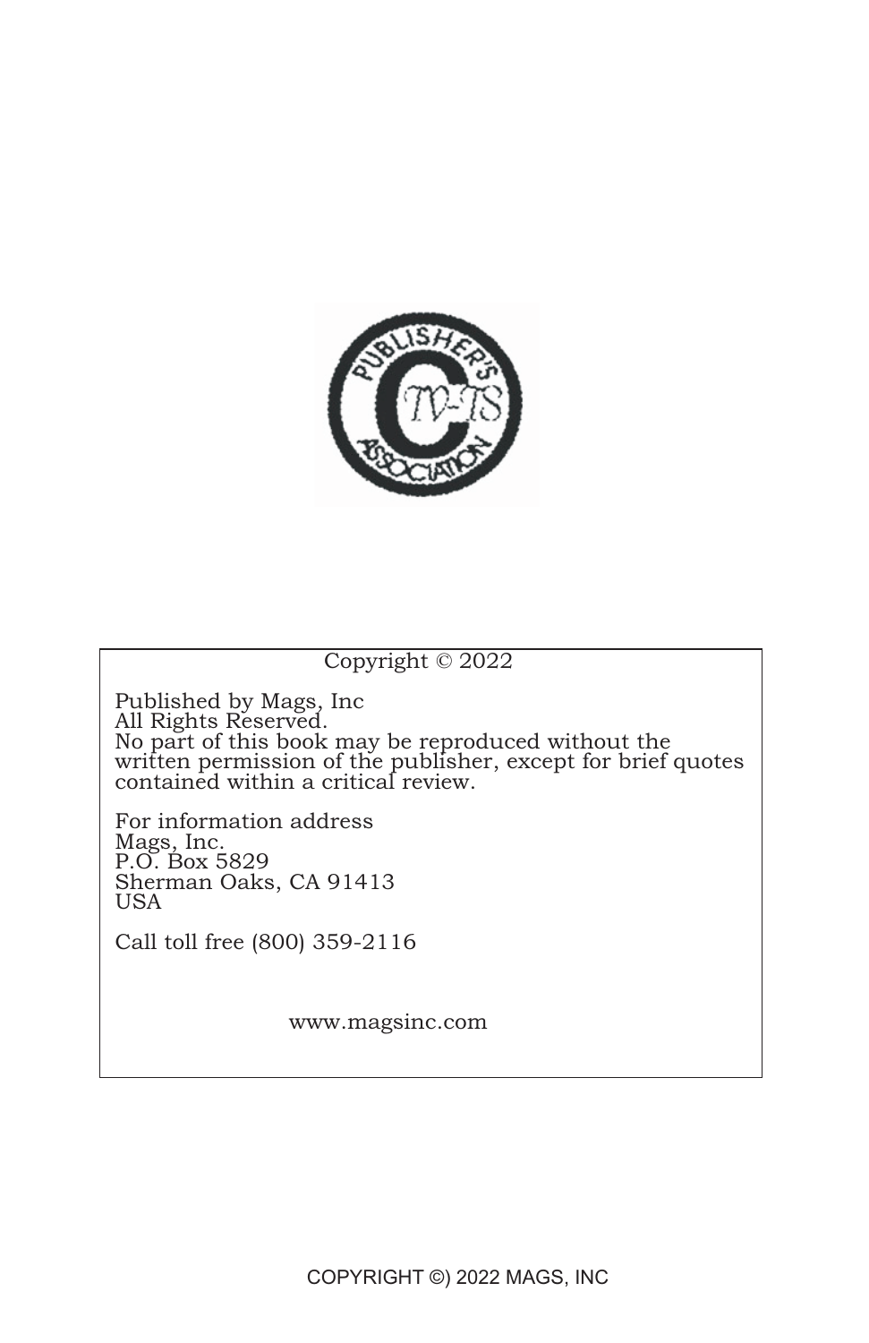Copyright © 2022

Published by Mags, Inc
All Rights Reserved.
No part of this book may be reproduced without the written permission of the publisher, except for brief quotes contained within a critical review.

For information address
Mags, Inc.
P.O. Box 5829
Sherman Oaks, CA 91413
USA

Call toll free (800) 359-2116

www.magsinc.com

COPYRIGHT ©) 2022 MAGS, INC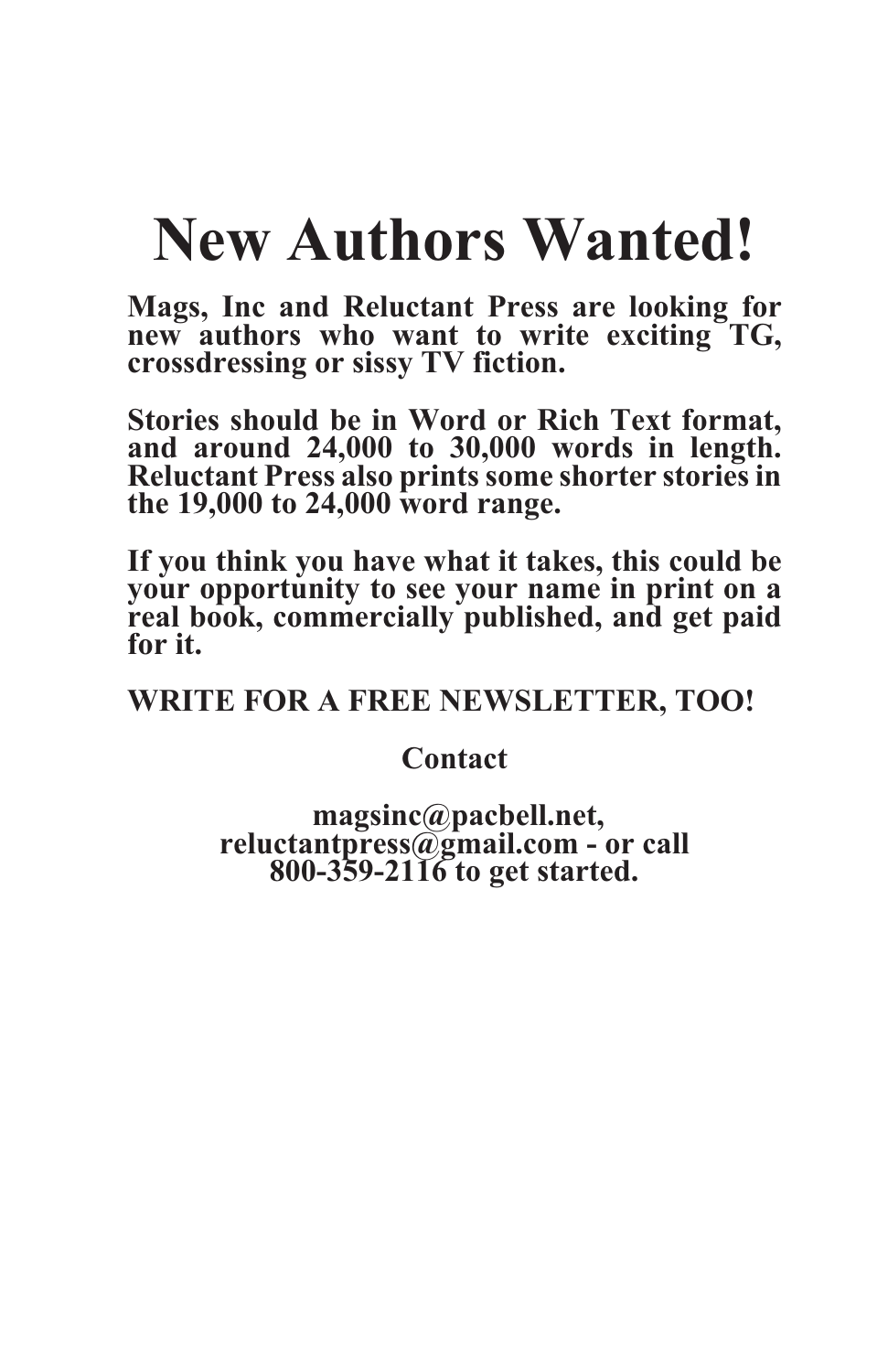# New Authors Wanted!

**Mags, Inc and Reluctant Press are looking for new authors who want to write exciting TG, crossdressing or sissy TV fiction.**

**Stories should be in Word or Rich Text format, and around 24,000 to 30,000 words in length. Reluctant Press also prints some shorter stories in the 19,000 to 24,000 word range.**

**If you think you have what it takes, this could be your opportunity to see your name in print on a real book, commercially published, and get paid for it.**

**WRITE FOR A FREE NEWSLETTER, TOO!**

**Contact**

**magsinc@pacbell.net,**
**reluctantpress@gmail.com - or call**
**800-359-2116 to get started.**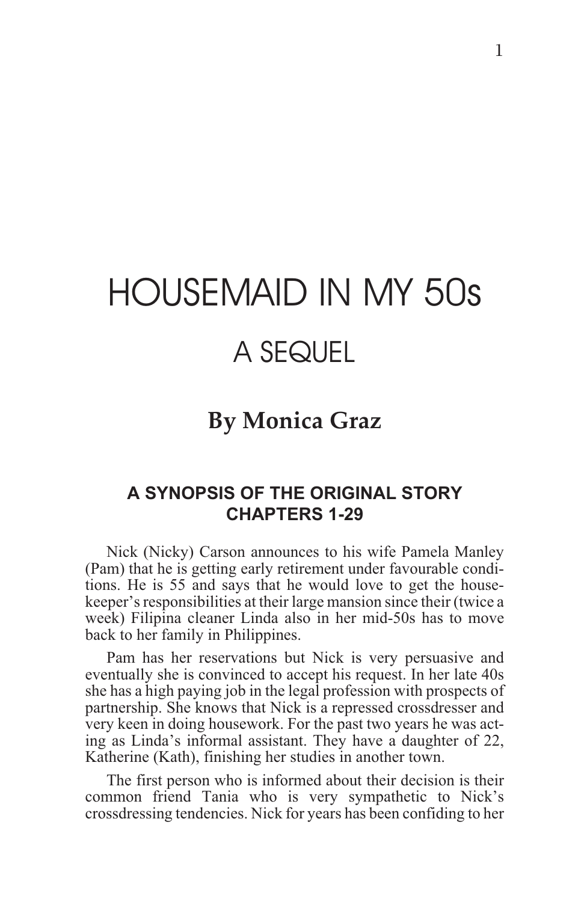# HOUSEMAID IN MY 50s

## A SEQUEL

### By Monica Graz

#### A SYNOPSIS OF THE ORIGINAL STORY CHAPTERS 1-29

Nick (Nicky) Carson announces to his wife Pamela Manley (Pam) that he is getting early retirement under favourable conditions. He is 55 and says that he would love to get the housekeeper's responsibilities at their large mansion since their (twice a week) Filipina cleaner Linda also in her mid-50s has to move back to her family in Philippines.

Pam has her reservations but Nick is very persuasive and eventually she is convinced to accept his request. In her late 40s she has a high paying job in the legal profession with prospects of partnership. She knows that Nick is a repressed crossdresser and very keen in doing housework. For the past two years he was acting as Linda's informal assistant. They have a daughter of 22, Katherine (Kath), finishing her studies in another town.

The first person who is informed about their decision is their common friend Tania who is very sympathetic to Nick's crossdressing tendencies. Nick for years has been confiding to her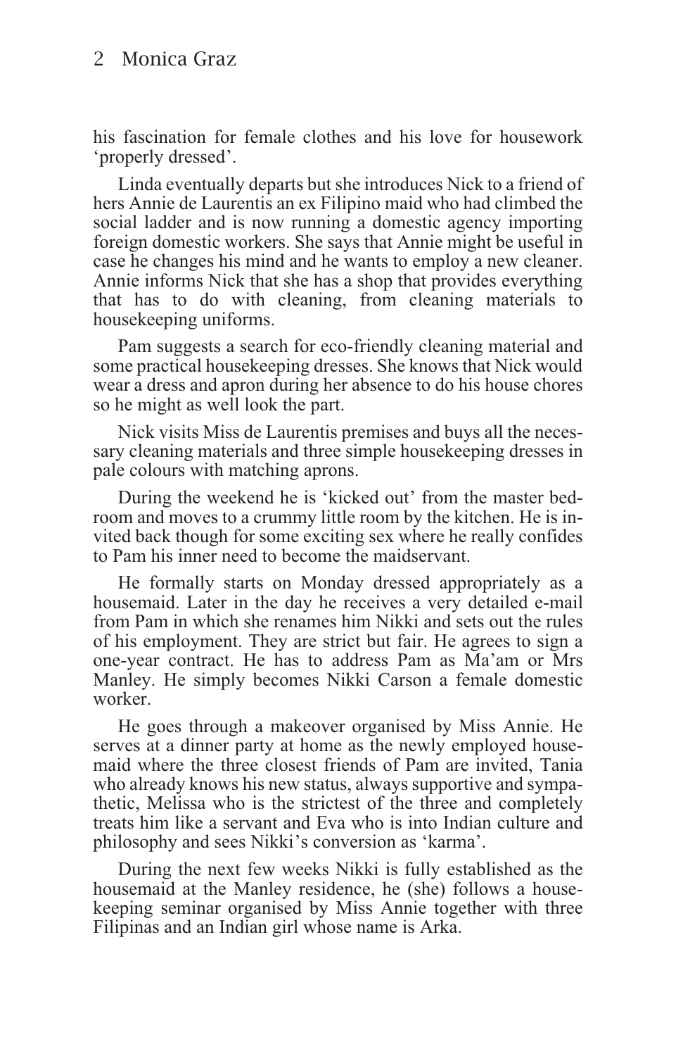his fascination for female clothes and his love for housework 'properly dressed'.

Linda eventually departs but she introduces Nick to a friend of hers Annie de Laurentis an ex Filipino maid who had climbed the social ladder and is now running a domestic agency importing foreign domestic workers. She says that Annie might be useful in case he changes his mind and he wants to employ a new cleaner. Annie informs Nick that she has a shop that provides everything that has to do with cleaning, from cleaning materials to housekeeping uniforms.

Pam suggests a search for eco-friendly cleaning material and some practical housekeeping dresses. She knows that Nick would wear a dress and apron during her absence to do his house chores so he might as well look the part.

Nick visits Miss de Laurentis premises and buys all the necessary cleaning materials and three simple housekeeping dresses in pale colours with matching aprons.

During the weekend he is 'kicked out' from the master bedroom and moves to a crummy little room by the kitchen. He is invited back though for some exciting sex where he really confides to Pam his inner need to become the maidservant.

He formally starts on Monday dressed appropriately as a housemaid. Later in the day he receives a very detailed e-mail from Pam in which she renames him Nikki and sets out the rules of his employment. They are strict but fair. He agrees to sign a one-year contract. He has to address Pam as Ma'am or Mrs Manley. He simply becomes Nikki Carson a female domestic worker.

He goes through a makeover organised by Miss Annie. He serves at a dinner party at home as the newly employed housemaid where the three closest friends of Pam are invited, Tania who already knows his new status, always supportive and sympathetic, Melissa who is the strictest of the three and completely treats him like a servant and Eva who is into Indian culture and philosophy and sees Nikki's conversion as 'karma'.

During the next few weeks Nikki is fully established as the housemaid at the Manley residence, he (she) follows a housekeeping seminar organised by Miss Annie together with three Filipinas and an Indian girl whose name is Arka.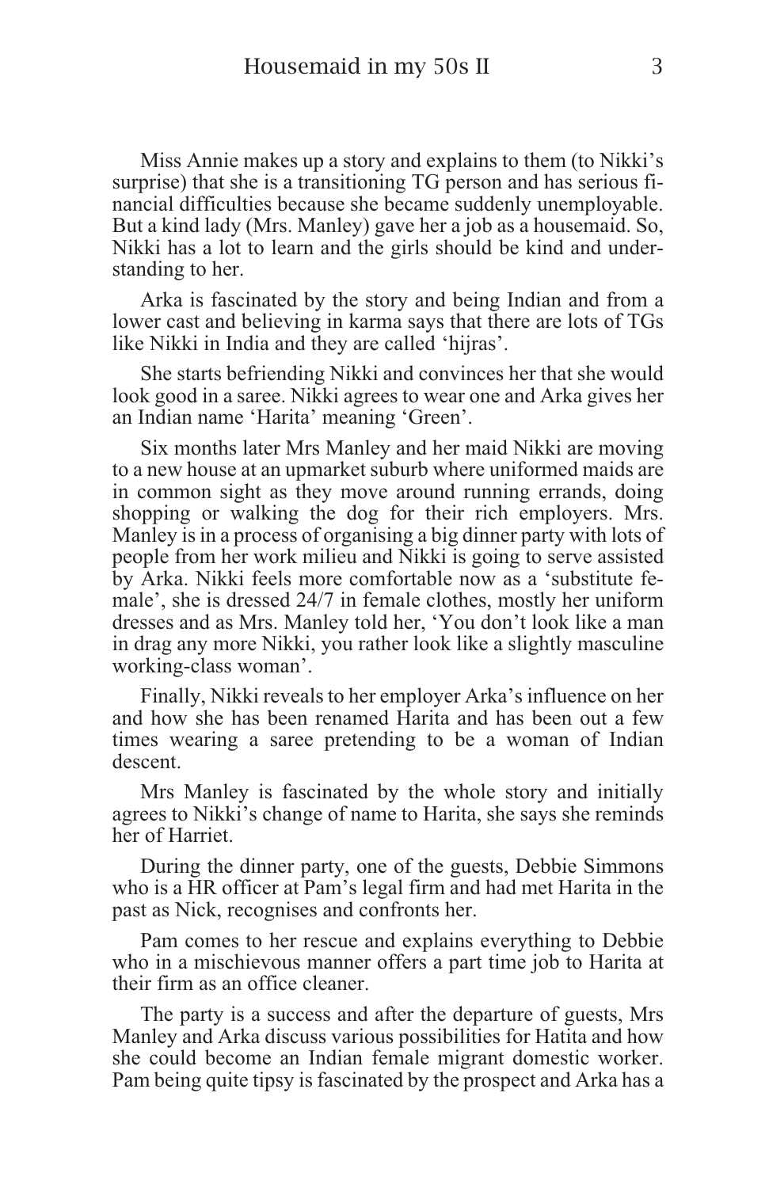Miss Annie makes up a story and explains to them (to Nikki's surprise) that she is a transitioning TG person and has serious financial difficulties because she became suddenly unemployable. But a kind lady (Mrs. Manley) gave her a job as a housemaid. So, Nikki has a lot to learn and the girls should be kind and understanding to her.

Arka is fascinated by the story and being Indian and from a lower cast and believing in karma says that there are lots of TGs like Nikki in India and they are called 'hijras'.

She starts befriending Nikki and convinces her that she would look good in a saree. Nikki agrees to wear one and Arka gives her an Indian name 'Harita' meaning 'Green'.

Six months later Mrs Manley and her maid Nikki are moving to a new house at an upmarket suburb where uniformed maids are in common sight as they move around running errands, doing shopping or walking the dog for their rich employers. Mrs. Manley is in a process of organising a big dinner party with lots of people from her work milieu and Nikki is going to serve assisted by Arka. Nikki feels more comfortable now as a 'substitute female', she is dressed 24/7 in female clothes, mostly her uniform dresses and as Mrs. Manley told her, 'You don't look like a man in drag any more Nikki, you rather look like a slightly masculine working-class woman'.

Finally, Nikki reveals to her employer Arka's influence on her and how she has been renamed Harita and has been out a few times wearing a saree pretending to be a woman of Indian descent.

Mrs Manley is fascinated by the whole story and initially agrees to Nikki's change of name to Harita, she says she reminds her of Harriet.

During the dinner party, one of the guests, Debbie Simmons who is a HR officer at Pam's legal firm and had met Harita in the past as Nick, recognises and confronts her.

Pam comes to her rescue and explains everything to Debbie who in a mischievous manner offers a part time job to Harita at their firm as an office cleaner.

The party is a success and after the departure of guests, Mrs Manley and Arka discuss various possibilities for Hatita and how she could become an Indian female migrant domestic worker. Pam being quite tipsy is fascinated by the prospect and Arka has a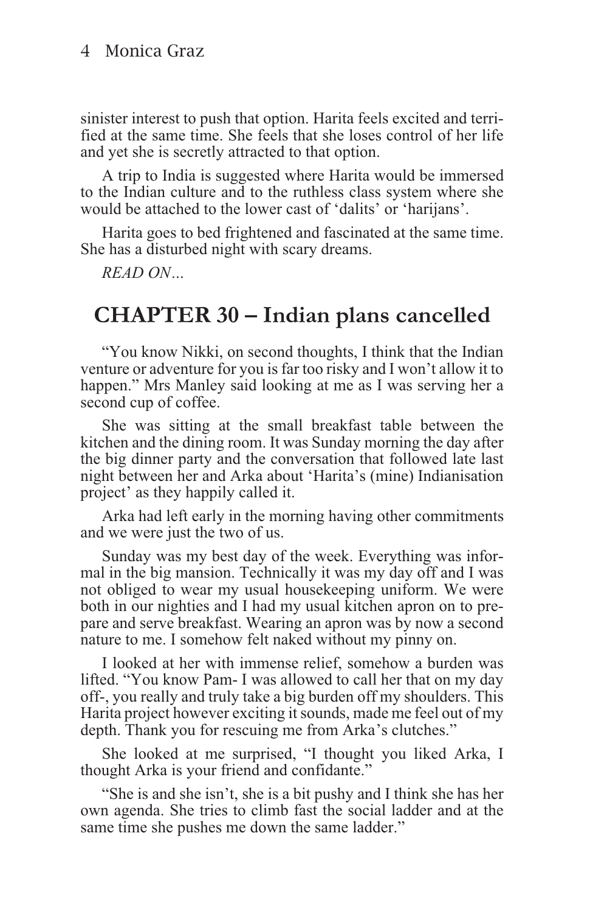sinister interest to push that option. Harita feels excited and terrified at the same time. She feels that she loses control of her life and yet she is secretly attracted to that option.

A trip to India is suggested where Harita would be immersed to the Indian culture and to the ruthless class system where she would be attached to the lower cast of 'dalits' or 'harijans'.

Harita goes to bed frightened and fascinated at the same time. She has a disturbed night with scary dreams.

*READ ON…*

## CHAPTER 30 – Indian plans cancelled

"You know Nikki, on second thoughts, I think that the Indian venture or adventure for you is far too risky and I won't allow it to happen." Mrs Manley said looking at me as I was serving her a second cup of coffee.

She was sitting at the small breakfast table between the kitchen and the dining room. It was Sunday morning the day after the big dinner party and the conversation that followed late last night between her and Arka about 'Harita's (mine) Indianisation project' as they happily called it.

Arka had left early in the morning having other commitments and we were just the two of us.

Sunday was my best day of the week. Everything was informal in the big mansion. Technically it was my day off and I was not obliged to wear my usual housekeeping uniform. We were both in our nighties and I had my usual kitchen apron on to prepare and serve breakfast. Wearing an apron was by now a second nature to me. I somehow felt naked without my pinny on.

I looked at her with immense relief, somehow a burden was lifted. "You know Pam- I was allowed to call her that on my day off-, you really and truly take a big burden off my shoulders. This Harita project however exciting it sounds, made me feel out of my depth. Thank you for rescuing me from Arka's clutches."

She looked at me surprised, "I thought you liked Arka, I thought Arka is your friend and confidante."

"She is and she isn't, she is a bit pushy and I think she has her own agenda. She tries to climb fast the social ladder and at the same time she pushes me down the same ladder."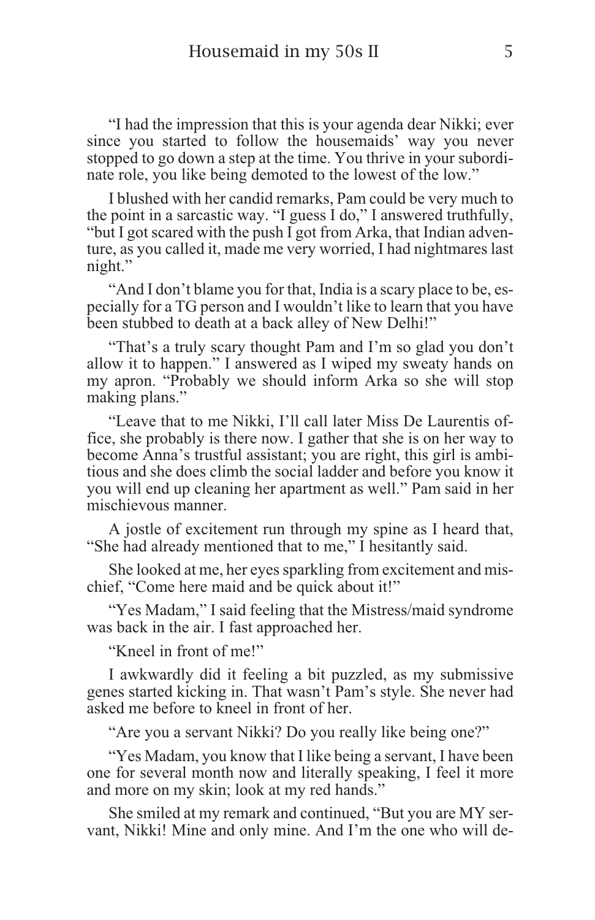"I had the impression that this is your agenda dear Nikki; ever since you started to follow the housemaids' way you never stopped to go down a step at the time. You thrive in your subordinate role, you like being demoted to the lowest of the low."

I blushed with her candid remarks, Pam could be very much to the point in a sarcastic way. "I guess I do," I answered truthfully, "but I got scared with the push I got from Arka, that Indian adventure, as you called it, made me very worried, I had nightmares last night."

"And I don't blame you for that, India is a scary place to be, especially for a TG person and I wouldn't like to learn that you have been stubbed to death at a back alley of New Delhi!"

"That's a truly scary thought Pam and I'm so glad you don't allow it to happen." I answered as I wiped my sweaty hands on my apron. "Probably we should inform Arka so she will stop making plans."

"Leave that to me Nikki, I'll call later Miss De Laurentis office, she probably is there now. I gather that she is on her way to become Anna's trustful assistant; you are right, this girl is ambitious and she does climb the social ladder and before you know it you will end up cleaning her apartment as well." Pam said in her mischievous manner.

A jostle of excitement run through my spine as I heard that, "She had already mentioned that to me," I hesitantly said.

She looked at me, her eyes sparkling from excitement and mischief, "Come here maid and be quick about it!"

"Yes Madam," I said feeling that the Mistress/maid syndrome was back in the air. I fast approached her.

"Kneel in front of me!"

I awkwardly did it feeling a bit puzzled, as my submissive genes started kicking in. That wasn't Pam's style. She never had asked me before to kneel in front of her.

"Are you a servant Nikki? Do you really like being one?"

"Yes Madam, you know that I like being a servant, I have been one for several month now and literally speaking, I feel it more and more on my skin; look at my red hands."

She smiled at my remark and continued, "But you are MY servant, Nikki! Mine and only mine. And I'm the one who will de-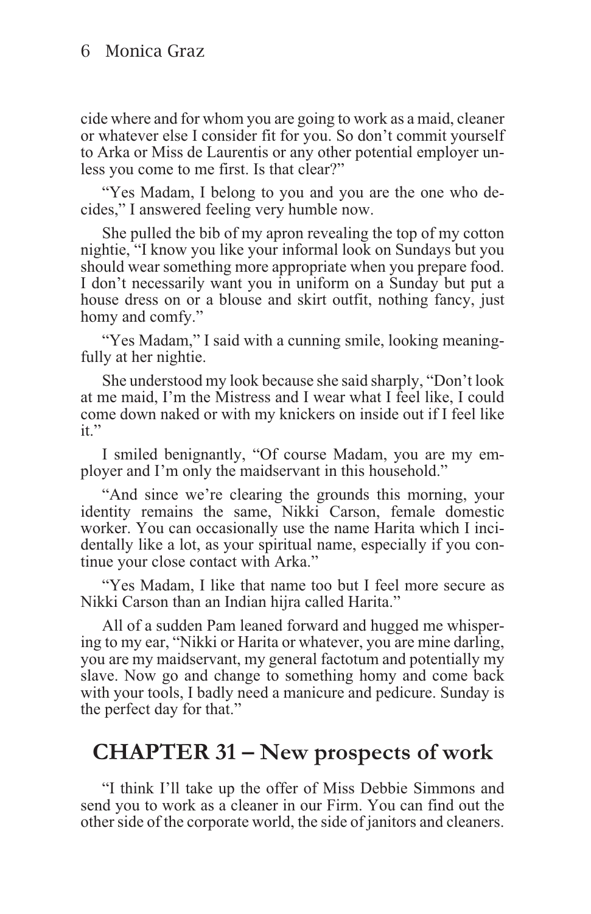cide where and for whom you are going to work as a maid, cleaner or whatever else I consider fit for you. So don't commit yourself to Arka or Miss de Laurentis or any other potential employer unless you come to me first. Is that clear?"

"Yes Madam, I belong to you and you are the one who decides," I answered feeling very humble now.

She pulled the bib of my apron revealing the top of my cotton nightie, "I know you like your informal look on Sundays but you should wear something more appropriate when you prepare food. I don't necessarily want you in uniform on a Sunday but put a house dress on or a blouse and skirt outfit, nothing fancy, just homy and comfy."

"Yes Madam," I said with a cunning smile, looking meaningfully at her nightie.

She understood my look because she said sharply, "Don't look at me maid, I'm the Mistress and I wear what I feel like, I could come down naked or with my knickers on inside out if I feel like it."

I smiled benignantly, "Of course Madam, you are my employer and I'm only the maidservant in this household."

"And since we're clearing the grounds this morning, your identity remains the same, Nikki Carson, female domestic worker. You can occasionally use the name Harita which I incidentally like a lot, as your spiritual name, especially if you continue your close contact with Arka."

"Yes Madam, I like that name too but I feel more secure as Nikki Carson than an Indian hijra called Harita."

All of a sudden Pam leaned forward and hugged me whispering to my ear, "Nikki or Harita or whatever, you are mine darling, you are my maidservant, my general factotum and potentially my slave. Now go and change to something homy and come back with your tools, I badly need a manicure and pedicure. Sunday is the perfect day for that."

## CHAPTER 31 – New prospects of work

"I think I'll take up the offer of Miss Debbie Simmons and send you to work as a cleaner in our Firm. You can find out the other side of the corporate world, the side of janitors and cleaners.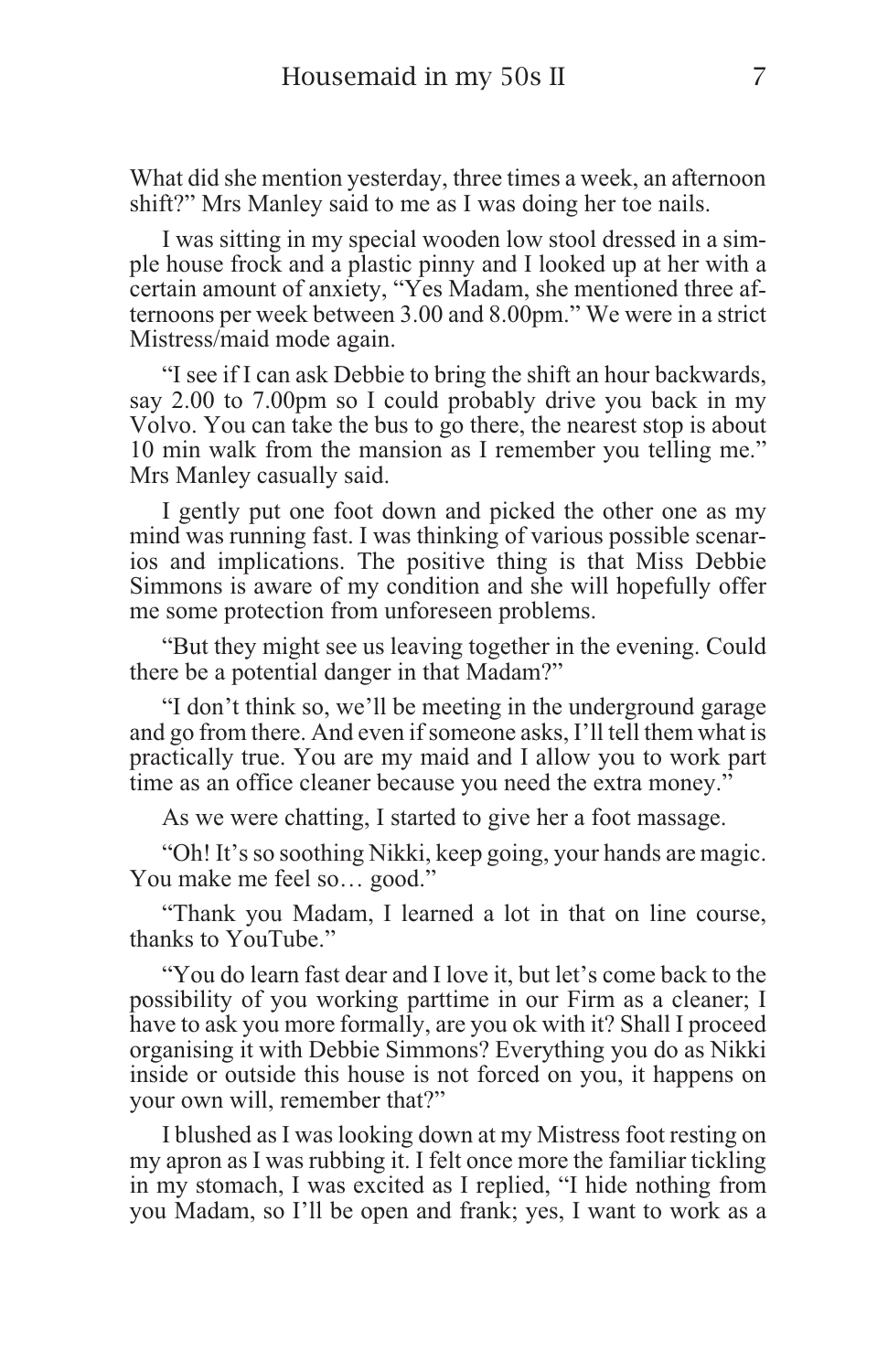What did she mention yesterday, three times a week, an afternoon shift?" Mrs Manley said to me as I was doing her toe nails.

I was sitting in my special wooden low stool dressed in a simple house frock and a plastic pinny and I looked up at her with a certain amount of anxiety, "Yes Madam, she mentioned three afternoons per week between 3.00 and 8.00pm." We were in a strict Mistress/maid mode again.

"I see if I can ask Debbie to bring the shift an hour backwards, say 2.00 to 7.00pm so I could probably drive you back in my Volvo. You can take the bus to go there, the nearest stop is about 10 min walk from the mansion as I remember you telling me." Mrs Manley casually said.

I gently put one foot down and picked the other one as my mind was running fast. I was thinking of various possible scenarios and implications. The positive thing is that Miss Debbie Simmons is aware of my condition and she will hopefully offer me some protection from unforeseen problems.

"But they might see us leaving together in the evening. Could there be a potential danger in that Madam?"

"I don't think so, we'll be meeting in the underground garage and go from there. And even if someone asks, I'll tell them what is practically true. You are my maid and I allow you to work part time as an office cleaner because you need the extra money."

As we were chatting, I started to give her a foot massage.

"Oh! It's so soothing Nikki, keep going, your hands are magic. You make me feel so… good."

"Thank you Madam, I learned a lot in that on line course, thanks to YouTube."

"You do learn fast dear and I love it, but let's come back to the possibility of you working parttime in our Firm as a cleaner; I have to ask you more formally, are you ok with it? Shall I proceed organising it with Debbie Simmons? Everything you do as Nikki inside or outside this house is not forced on you, it happens on your own will, remember that?"

I blushed as I was looking down at my Mistress foot resting on my apron as I was rubbing it. I felt once more the familiar tickling in my stomach, I was excited as I replied, "I hide nothing from you Madam, so I'll be open and frank; yes, I want to work as a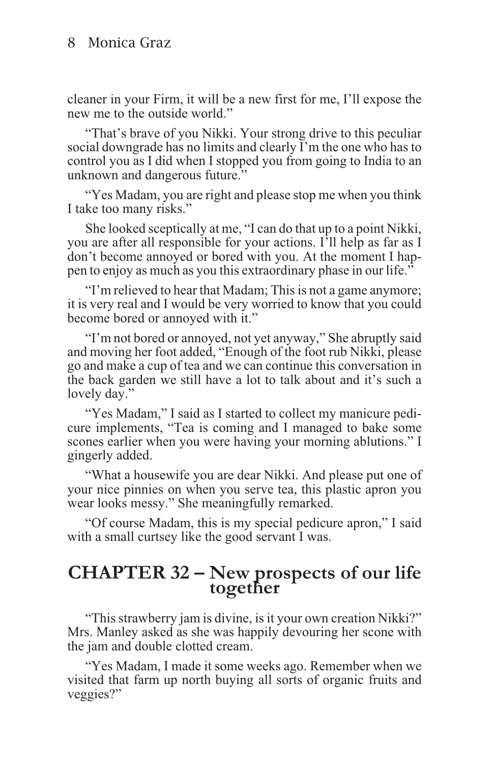cleaner in your Firm, it will be a new first for me, I'll expose the new me to the outside world."

"That's brave of you Nikki. Your strong drive to this peculiar social downgrade has no limits and clearly I'm the one who has to control you as I did when I stopped you from going to India to an unknown and dangerous future."

"Yes Madam, you are right and please stop me when you think I take too many risks."

She looked sceptically at me, "I can do that up to a point Nikki, you are after all responsible for your actions. I'll help as far as I don't become annoyed or bored with you. At the moment I happen to enjoy as much as you this extraordinary phase in our life."

"I'm relieved to hear that Madam; This is not a game anymore; it is very real and I would be very worried to know that you could become bored or annoyed with it."

"I'm not bored or annoyed, not yet anyway," She abruptly said and moving her foot added, "Enough of the foot rub Nikki, please go and make a cup of tea and we can continue this conversation in the back garden we still have a lot to talk about and it's such a lovely day."

"Yes Madam," I said as I started to collect my manicure pedicure implements, "Tea is coming and I managed to bake some scones earlier when you were having your morning ablutions." I gingerly added.

"What a housewife you are dear Nikki. And please put one of your nice pinnies on when you serve tea, this plastic apron you wear looks messy." She meaningfully remarked.

"Of course Madam, this is my special pedicure apron," I said with a small curtsey like the good servant I was.

## CHAPTER 32 – New prospects of our life together

"This strawberry jam is divine, is it your own creation Nikki?" Mrs. Manley asked as she was happily devouring her scone with the jam and double clotted cream.

"Yes Madam, I made it some weeks ago. Remember when we visited that farm up north buying all sorts of organic fruits and veggies?"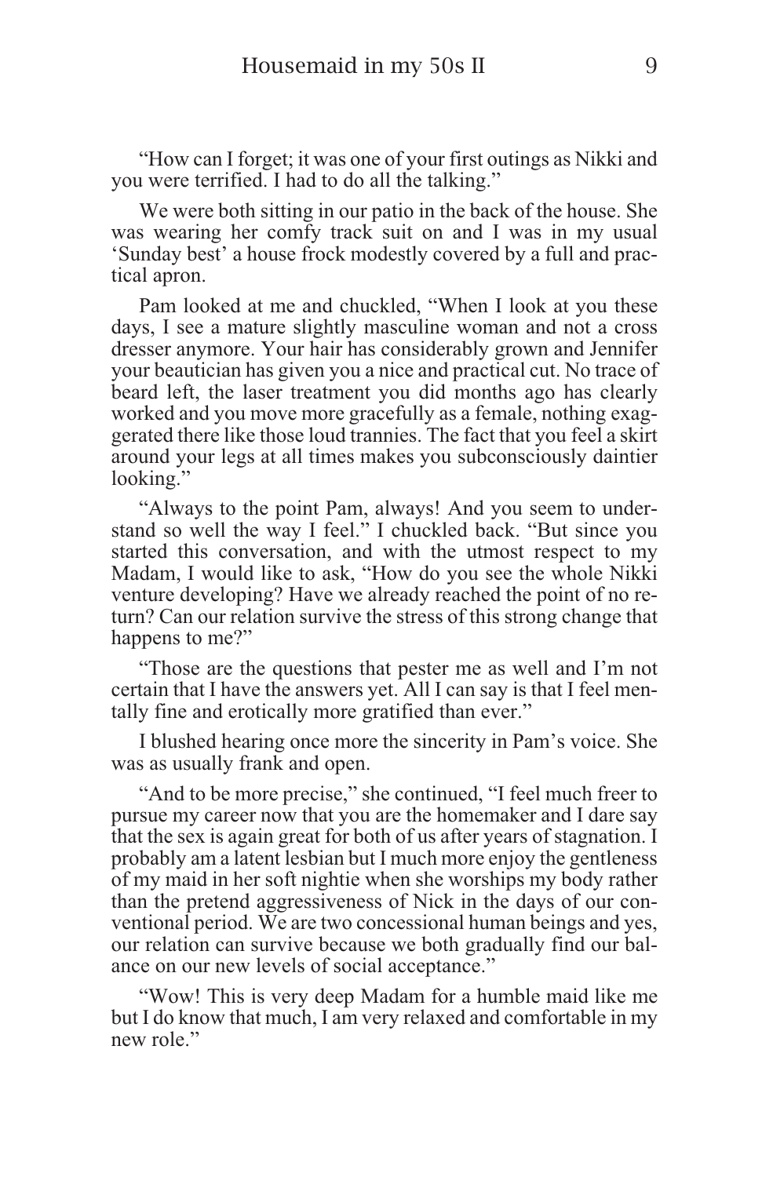"How can I forget; it was one of your first outings as Nikki and you were terrified. I had to do all the talking."

We were both sitting in our patio in the back of the house. She was wearing her comfy track suit on and I was in my usual 'Sunday best' a house frock modestly covered by a full and practical apron.

Pam looked at me and chuckled, "When I look at you these days, I see a mature slightly masculine woman and not a cross dresser anymore. Your hair has considerably grown and Jennifer your beautician has given you a nice and practical cut. No trace of beard left, the laser treatment you did months ago has clearly worked and you move more gracefully as a female, nothing exaggerated there like those loud trannies. The fact that you feel a skirt around your legs at all times makes you subconsciously daintier looking."

"Always to the point Pam, always! And you seem to understand so well the way I feel." I chuckled back. "But since you started this conversation, and with the utmost respect to my Madam, I would like to ask, "How do you see the whole Nikki venture developing? Have we already reached the point of no return? Can our relation survive the stress of this strong change that happens to me?"

"Those are the questions that pester me as well and I'm not certain that I have the answers yet. All I can say is that I feel mentally fine and erotically more gratified than ever."

I blushed hearing once more the sincerity in Pam's voice. She was as usually frank and open.

"And to be more precise," she continued, "I feel much freer to pursue my career now that you are the homemaker and I dare say that the sex is again great for both of us after years of stagnation. I probably am a latent lesbian but I much more enjoy the gentleness of my maid in her soft nightie when she worships my body rather than the pretend aggressiveness of Nick in the days of our conventional period. We are two concessional human beings and yes, our relation can survive because we both gradually find our balance on our new levels of social acceptance."

"Wow! This is very deep Madam for a humble maid like me but I do know that much, I am very relaxed and comfortable in my new role."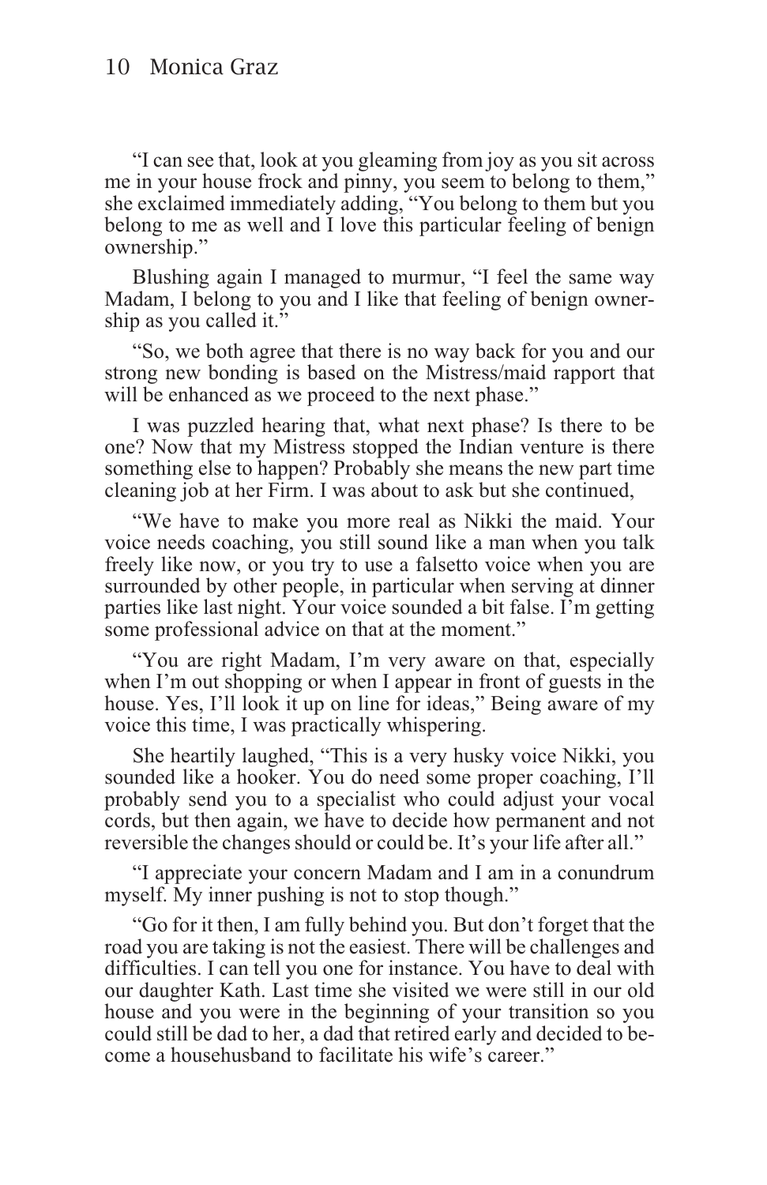"I can see that, look at you gleaming from joy as you sit across me in your house frock and pinny, you seem to belong to them," she exclaimed immediately adding, "You belong to them but you belong to me as well and I love this particular feeling of benign ownership."

Blushing again I managed to murmur, "I feel the same way Madam, I belong to you and I like that feeling of benign ownership as you called it."

"So, we both agree that there is no way back for you and our strong new bonding is based on the Mistress/maid rapport that will be enhanced as we proceed to the next phase."

I was puzzled hearing that, what next phase? Is there to be one? Now that my Mistress stopped the Indian venture is there something else to happen? Probably she means the new part time cleaning job at her Firm. I was about to ask but she continued,

"We have to make you more real as Nikki the maid. Your voice needs coaching, you still sound like a man when you talk freely like now, or you try to use a falsetto voice when you are surrounded by other people, in particular when serving at dinner parties like last night. Your voice sounded a bit false. I'm getting some professional advice on that at the moment."

"You are right Madam, I'm very aware on that, especially when I'm out shopping or when I appear in front of guests in the house. Yes, I'll look it up on line for ideas," Being aware of my voice this time, I was practically whispering.

She heartily laughed, "This is a very husky voice Nikki, you sounded like a hooker. You do need some proper coaching, I'll probably send you to a specialist who could adjust your vocal cords, but then again, we have to decide how permanent and not reversible the changes should or could be. It's your life after all."

"I appreciate your concern Madam and I am in a conundrum myself. My inner pushing is not to stop though."

"Go for it then, I am fully behind you. But don't forget that the road you are taking is not the easiest. There will be challenges and difficulties. I can tell you one for instance. You have to deal with our daughter Kath. Last time she visited we were still in our old house and you were in the beginning of your transition so you could still be dad to her, a dad that retired early and decided to become a househusband to facilitate his wife's career."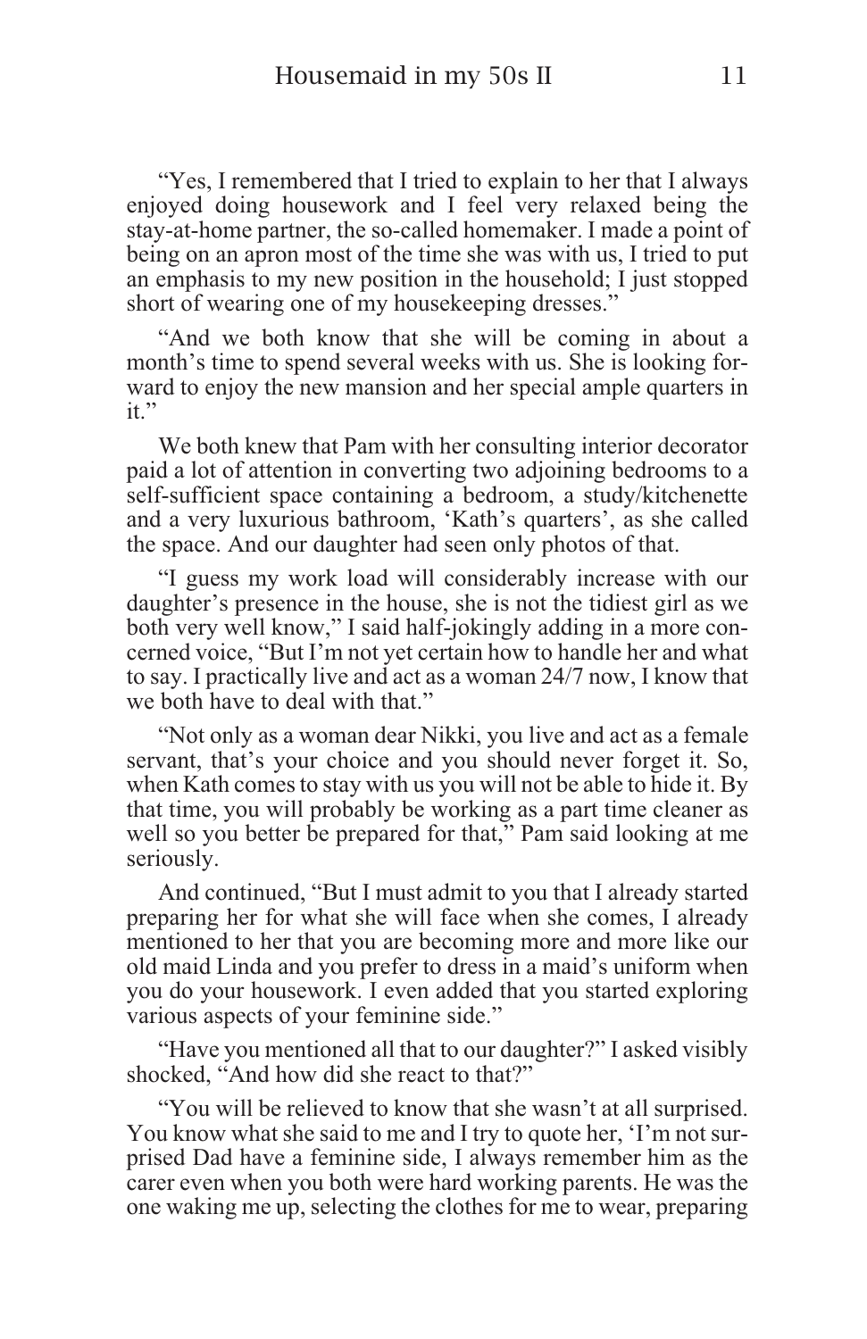"Yes, I remembered that I tried to explain to her that I always enjoyed doing housework and I feel very relaxed being the stay-at-home partner, the so-called homemaker. I made a point of being on an apron most of the time she was with us, I tried to put an emphasis to my new position in the household; I just stopped short of wearing one of my housekeeping dresses."

"And we both know that she will be coming in about a month's time to spend several weeks with us. She is looking forward to enjoy the new mansion and her special ample quarters in it."

We both knew that Pam with her consulting interior decorator paid a lot of attention in converting two adjoining bedrooms to a self-sufficient space containing a bedroom, a study/kitchenette and a very luxurious bathroom, 'Kath's quarters', as she called the space. And our daughter had seen only photos of that.

"I guess my work load will considerably increase with our daughter's presence in the house, she is not the tidiest girl as we both very well know," I said half-jokingly adding in a more concerned voice, "But I'm not yet certain how to handle her and what to say. I practically live and act as a woman 24/7 now, I know that we both have to deal with that."

"Not only as a woman dear Nikki, you live and act as a female servant, that's your choice and you should never forget it. So, when Kath comes to stay with us you will not be able to hide it. By that time, you will probably be working as a part time cleaner as well so you better be prepared for that," Pam said looking at me seriously.

And continued, "But I must admit to you that I already started preparing her for what she will face when she comes, I already mentioned to her that you are becoming more and more like our old maid Linda and you prefer to dress in a maid's uniform when you do your housework. I even added that you started exploring various aspects of your feminine side."

"Have you mentioned all that to our daughter?" I asked visibly shocked, "And how did she react to that?"

"You will be relieved to know that she wasn't at all surprised. You know what she said to me and I try to quote her, 'I'm not surprised Dad have a feminine side, I always remember him as the carer even when you both were hard working parents. He was the one waking me up, selecting the clothes for me to wear, preparing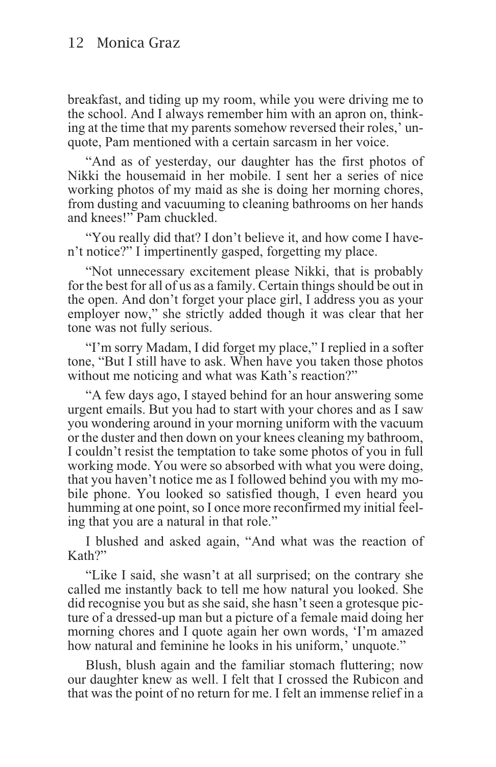breakfast, and tiding up my room, while you were driving me to the school. And I always remember him with an apron on, thinking at the time that my parents somehow reversed their roles,' unquote, Pam mentioned with a certain sarcasm in her voice.

"And as of yesterday, our daughter has the first photos of Nikki the housemaid in her mobile. I sent her a series of nice working photos of my maid as she is doing her morning chores, from dusting and vacuuming to cleaning bathrooms on her hands and knees!" Pam chuckled.

"You really did that? I don't believe it, and how come I haven't notice?" I impertinently gasped, forgetting my place.

"Not unnecessary excitement please Nikki, that is probably for the best for all of us as a family. Certain things should be out in the open. And don't forget your place girl, I address you as your employer now," she strictly added though it was clear that her tone was not fully serious.

"I'm sorry Madam, I did forget my place," I replied in a softer tone, "But I still have to ask. When have you taken those photos without me noticing and what was Kath's reaction?"

"A few days ago, I stayed behind for an hour answering some urgent emails. But you had to start with your chores and as I saw you wondering around in your morning uniform with the vacuum or the duster and then down on your knees cleaning my bathroom, I couldn't resist the temptation to take some photos of you in full working mode. You were so absorbed with what you were doing, that you haven't notice me as I followed behind you with my mobile phone. You looked so satisfied though, I even heard you humming at one point, so I once more reconfirmed my initial feeling that you are a natural in that role."

I blushed and asked again, "And what was the reaction of Kath?"

"Like I said, she wasn't at all surprised; on the contrary she called me instantly back to tell me how natural you looked. She did recognise you but as she said, she hasn't seen a grotesque picture of a dressed-up man but a picture of a female maid doing her morning chores and I quote again her own words, 'I'm amazed how natural and feminine he looks in his uniform,' unquote."

Blush, blush again and the familiar stomach fluttering; now our daughter knew as well. I felt that I crossed the Rubicon and that was the point of no return for me. I felt an immense relief in a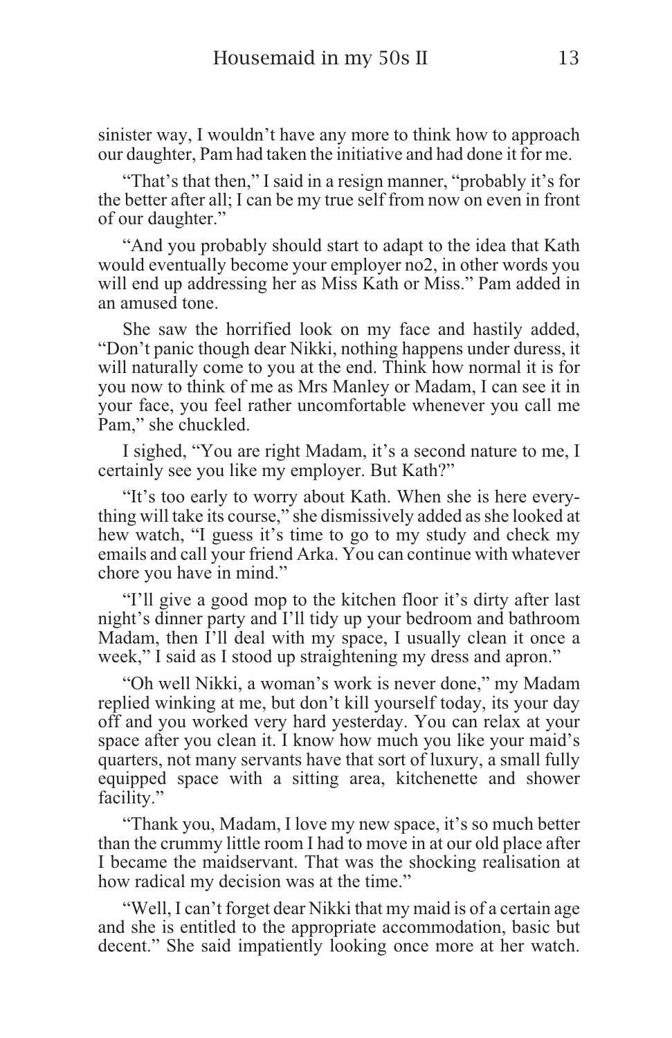sinister way, I wouldn't have any more to think how to approach our daughter, Pam had taken the initiative and had done it for me.

"That's that then," I said in a resign manner, "probably it's for the better after all; I can be my true self from now on even in front of our daughter."

"And you probably should start to adapt to the idea that Kath would eventually become your employer no2, in other words you will end up addressing her as Miss Kath or Miss." Pam added in an amused tone.

She saw the horrified look on my face and hastily added, "Don't panic though dear Nikki, nothing happens under duress, it will naturally come to you at the end. Think how normal it is for you now to think of me as Mrs Manley or Madam, I can see it in your face, you feel rather uncomfortable whenever you call me Pam," she chuckled.

I sighed, "You are right Madam, it's a second nature to me, I certainly see you like my employer. But Kath?"

"It's too early to worry about Kath. When she is here everything will take its course," she dismissively added as she looked at hew watch, "I guess it's time to go to my study and check my emails and call your friend Arka. You can continue with whatever chore you have in mind."

"I'll give a good mop to the kitchen floor it's dirty after last night's dinner party and I'll tidy up your bedroom and bathroom Madam, then I'll deal with my space, I usually clean it once a week," I said as I stood up straightening my dress and apron."

"Oh well Nikki, a woman's work is never done," my Madam replied winking at me, but don't kill yourself today, its your day off and you worked very hard yesterday. You can relax at your space after you clean it. I know how much you like your maid's quarters, not many servants have that sort of luxury, a small fully equipped space with a sitting area, kitchenette and shower facility."

"Thank you, Madam, I love my new space, it's so much better than the crummy little room I had to move in at our old place after I became the maidservant. That was the shocking realisation at how radical my decision was at the time."

"Well, I can't forget dear Nikki that my maid is of a certain age and she is entitled to the appropriate accommodation, basic but decent." She said impatiently looking once more at her watch.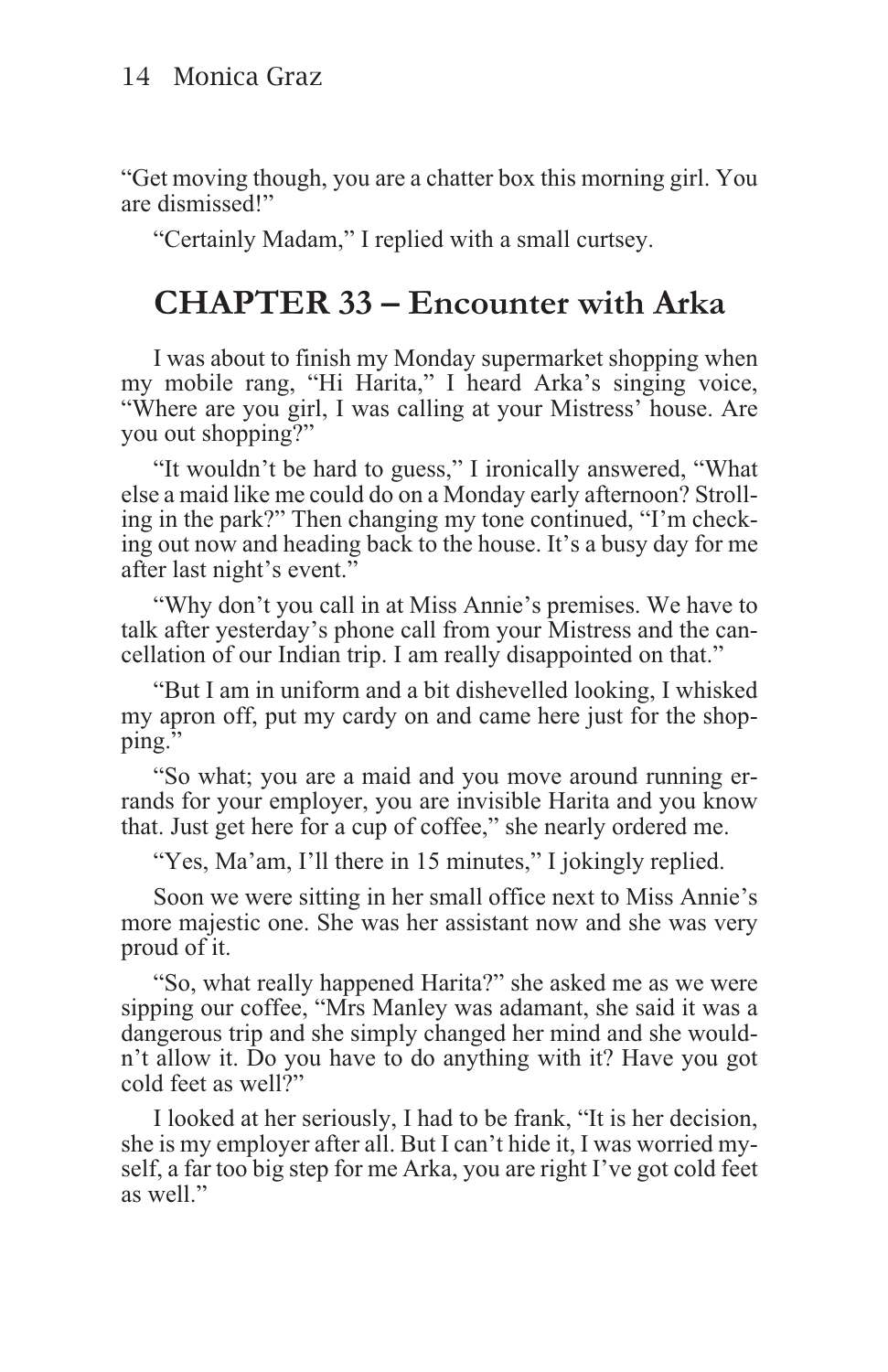"Get moving though, you are a chatter box this morning girl. You are dismissed!"

"Certainly Madam," I replied with a small curtsey.

## CHAPTER 33 – Encounter with Arka

I was about to finish my Monday supermarket shopping when my mobile rang, "Hi Harita," I heard Arka's singing voice, "Where are you girl, I was calling at your Mistress' house. Are you out shopping?"

"It wouldn't be hard to guess," I ironically answered, "What else a maid like me could do on a Monday early afternoon? Strolling in the park?" Then changing my tone continued, "I'm checking out now and heading back to the house. It's a busy day for me after last night's event."

"Why don't you call in at Miss Annie's premises. We have to talk after yesterday's phone call from your Mistress and the cancellation of our Indian trip. I am really disappointed on that."

"But I am in uniform and a bit dishevelled looking, I whisked my apron off, put my cardy on and came here just for the shopping."

"So what; you are a maid and you move around running errands for your employer, you are invisible Harita and you know that. Just get here for a cup of coffee," she nearly ordered me.

"Yes, Ma'am, I'll there in 15 minutes," I jokingly replied.

Soon we were sitting in her small office next to Miss Annie's more majestic one. She was her assistant now and she was very proud of it.

"So, what really happened Harita?" she asked me as we were sipping our coffee, "Mrs Manley was adamant, she said it was a dangerous trip and she simply changed her mind and she wouldn't allow it. Do you have to do anything with it? Have you got cold feet as well?"

I looked at her seriously, I had to be frank, "It is her decision, she is my employer after all. But I can't hide it, I was worried myself, a far too big step for me Arka, you are right I've got cold feet as well."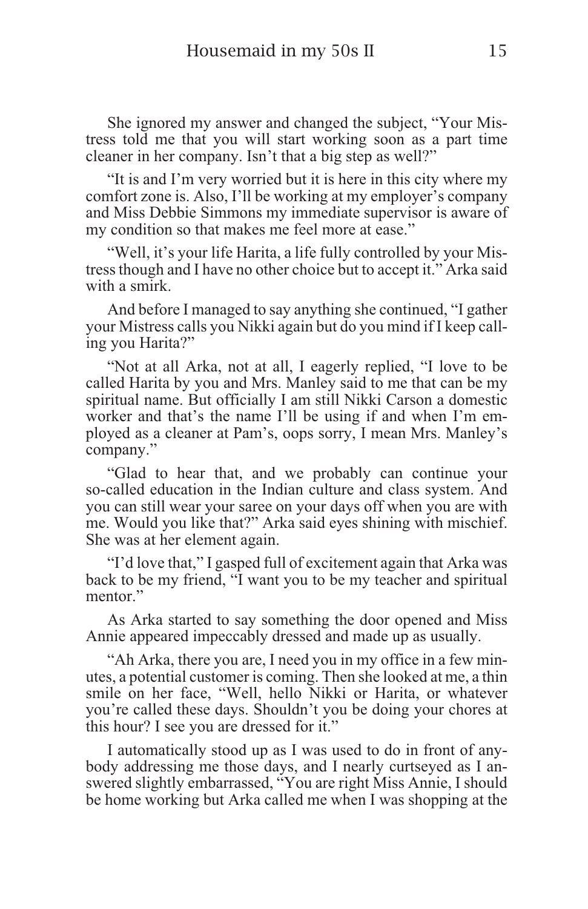She ignored my answer and changed the subject, "Your Mistress told me that you will start working soon as a part time cleaner in her company. Isn't that a big step as well?"

"It is and I'm very worried but it is here in this city where my comfort zone is. Also, I'll be working at my employer's company and Miss Debbie Simmons my immediate supervisor is aware of my condition so that makes me feel more at ease."

"Well, it's your life Harita, a life fully controlled by your Mistress though and I have no other choice but to accept it." Arka said with a smirk.

And before I managed to say anything she continued, "I gather your Mistress calls you Nikki again but do you mind if I keep calling you Harita?"

"Not at all Arka, not at all, I eagerly replied, "I love to be called Harita by you and Mrs. Manley said to me that can be my spiritual name. But officially I am still Nikki Carson a domestic worker and that's the name I'll be using if and when I'm employed as a cleaner at Pam's, oops sorry, I mean Mrs. Manley's company."

"Glad to hear that, and we probably can continue your so-called education in the Indian culture and class system. And you can still wear your saree on your days off when you are with me. Would you like that?" Arka said eyes shining with mischief. She was at her element again.

"I'd love that," I gasped full of excitement again that Arka was back to be my friend, "I want you to be my teacher and spiritual mentor."

As Arka started to say something the door opened and Miss Annie appeared impeccably dressed and made up as usually.

"Ah Arka, there you are, I need you in my office in a few minutes, a potential customer is coming. Then she looked at me, a thin smile on her face, "Well, hello Nikki or Harita, or whatever you're called these days. Shouldn't you be doing your chores at this hour? I see you are dressed for it."

I automatically stood up as I was used to do in front of anybody addressing me those days, and I nearly curtseyed as I answered slightly embarrassed, "You are right Miss Annie, I should be home working but Arka called me when I was shopping at the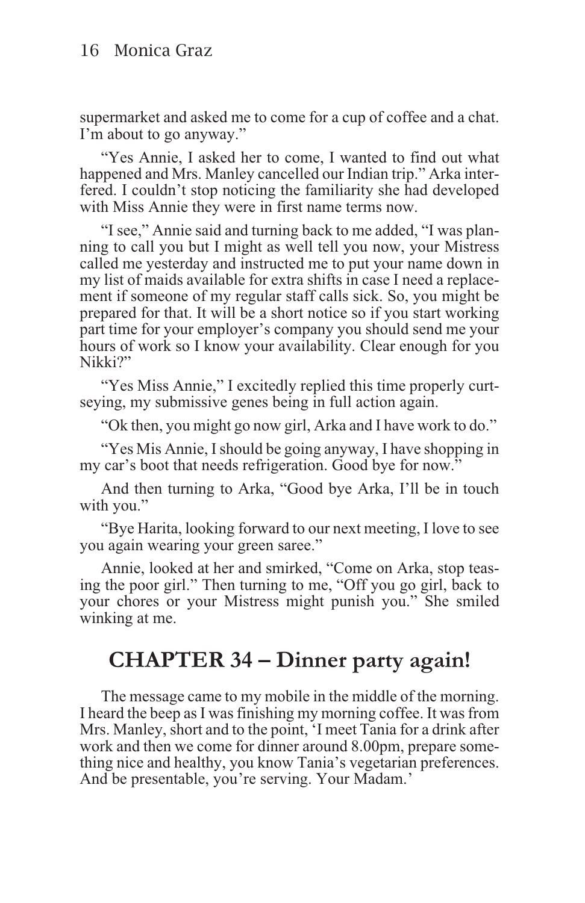supermarket and asked me to come for a cup of coffee and a chat. I'm about to go anyway."

"Yes Annie, I asked her to come, I wanted to find out what happened and Mrs. Manley cancelled our Indian trip." Arka interfered. I couldn't stop noticing the familiarity she had developed with Miss Annie they were in first name terms now.

"I see," Annie said and turning back to me added, "I was planning to call you but I might as well tell you now, your Mistress called me yesterday and instructed me to put your name down in my list of maids available for extra shifts in case I need a replacement if someone of my regular staff calls sick. So, you might be prepared for that. It will be a short notice so if you start working part time for your employer's company you should send me your hours of work so I know your availability. Clear enough for you Nikki?"

"Yes Miss Annie," I excitedly replied this time properly curtseying, my submissive genes being in full action again.

"Ok then, you might go now girl, Arka and I have work to do."

"Yes Mis Annie, I should be going anyway, I have shopping in my car's boot that needs refrigeration. Good bye for now."

And then turning to Arka, "Good bye Arka, I'll be in touch with you."

"Bye Harita, looking forward to our next meeting, I love to see you again wearing your green saree."

Annie, looked at her and smirked, "Come on Arka, stop teasing the poor girl." Then turning to me, "Off you go girl, back to your chores or your Mistress might punish you." She smiled winking at me.

## CHAPTER 34 – Dinner party again!

The message came to my mobile in the middle of the morning. I heard the beep as I was finishing my morning coffee. It was from Mrs. Manley, short and to the point, 'I meet Tania for a drink after work and then we come for dinner around 8.00pm, prepare something nice and healthy, you know Tania's vegetarian preferences. And be presentable, you're serving. Your Madam.'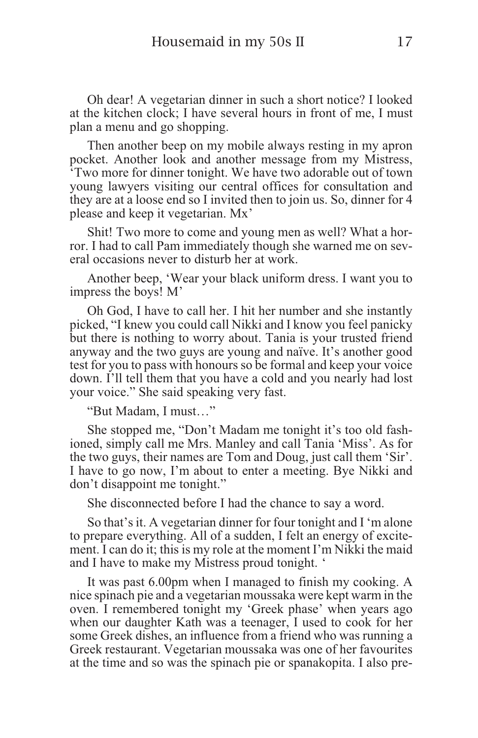Oh dear! A vegetarian dinner in such a short notice? I looked at the kitchen clock; I have several hours in front of me, I must plan a menu and go shopping.

Then another beep on my mobile always resting in my apron pocket. Another look and another message from my Mistress, 'Two more for dinner tonight. We have two adorable out of town young lawyers visiting our central offices for consultation and they are at a loose end so I invited then to join us. So, dinner for 4 please and keep it vegetarian. Mx'

Shit! Two more to come and young men as well? What a horror. I had to call Pam immediately though she warned me on several occasions never to disturb her at work.

Another beep, 'Wear your black uniform dress. I want you to impress the boys! M'

Oh God, I have to call her. I hit her number and she instantly picked, "I knew you could call Nikki and I know you feel panicky but there is nothing to worry about. Tania is your trusted friend anyway and the two guys are young and naïve. It's another good test for you to pass with honours so be formal and keep your voice down. I'll tell them that you have a cold and you nearly had lost your voice." She said speaking very fast.

"But Madam, I must…"

She stopped me, "Don't Madam me tonight it's too old fashioned, simply call me Mrs. Manley and call Tania 'Miss'. As for the two guys, their names are Tom and Doug, just call them 'Sir'. I have to go now, I'm about to enter a meeting. Bye Nikki and don't disappoint me tonight."

She disconnected before I had the chance to say a word.

So that's it. A vegetarian dinner for four tonight and I 'm alone to prepare everything. All of a sudden, I felt an energy of excitement. I can do it; this is my role at the moment I'm Nikki the maid and I have to make my Mistress proud tonight. '

It was past 6.00pm when I managed to finish my cooking. A nice spinach pie and a vegetarian moussaka were kept warm in the oven. I remembered tonight my 'Greek phase' when years ago when our daughter Kath was a teenager, I used to cook for her some Greek dishes, an influence from a friend who was running a Greek restaurant. Vegetarian moussaka was one of her favourites at the time and so was the spinach pie or spanakopita. I also pre-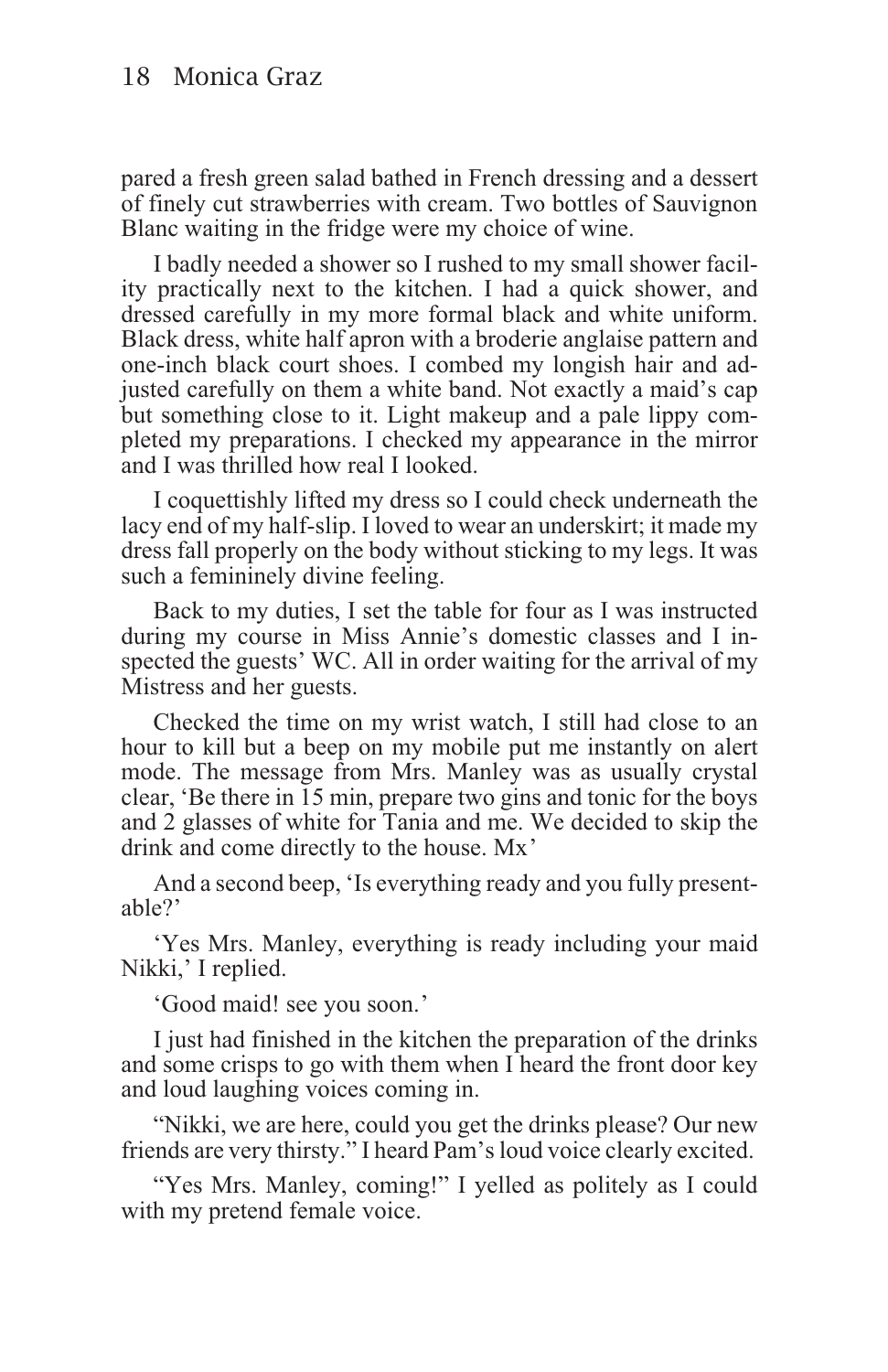pared a fresh green salad bathed in French dressing and a dessert of finely cut strawberries with cream. Two bottles of Sauvignon Blanc waiting in the fridge were my choice of wine.

I badly needed a shower so I rushed to my small shower facility practically next to the kitchen. I had a quick shower, and dressed carefully in my more formal black and white uniform. Black dress, white half apron with a broderie anglaise pattern and one-inch black court shoes. I combed my longish hair and adjusted carefully on them a white band. Not exactly a maid's cap but something close to it. Light makeup and a pale lippy completed my preparations. I checked my appearance in the mirror and I was thrilled how real I looked.

I coquettishly lifted my dress so I could check underneath the lacy end of my half-slip. I loved to wear an underskirt; it made my dress fall properly on the body without sticking to my legs. It was such a femininely divine feeling.

Back to my duties, I set the table for four as I was instructed during my course in Miss Annie's domestic classes and I inspected the guests' WC. All in order waiting for the arrival of my Mistress and her guests.

Checked the time on my wrist watch, I still had close to an hour to kill but a beep on my mobile put me instantly on alert mode. The message from Mrs. Manley was as usually crystal clear, 'Be there in 15 min, prepare two gins and tonic for the boys and 2 glasses of white for Tania and me. We decided to skip the drink and come directly to the house. Mx'

And a second beep, 'Is everything ready and you fully presentable?'

'Yes Mrs. Manley, everything is ready including your maid Nikki,' I replied.

'Good maid! see you soon.'

I just had finished in the kitchen the preparation of the drinks and some crisps to go with them when I heard the front door key and loud laughing voices coming in.

"Nikki, we are here, could you get the drinks please? Our new friends are very thirsty." I heard Pam's loud voice clearly excited.

"Yes Mrs. Manley, coming!" I yelled as politely as I could with my pretend female voice.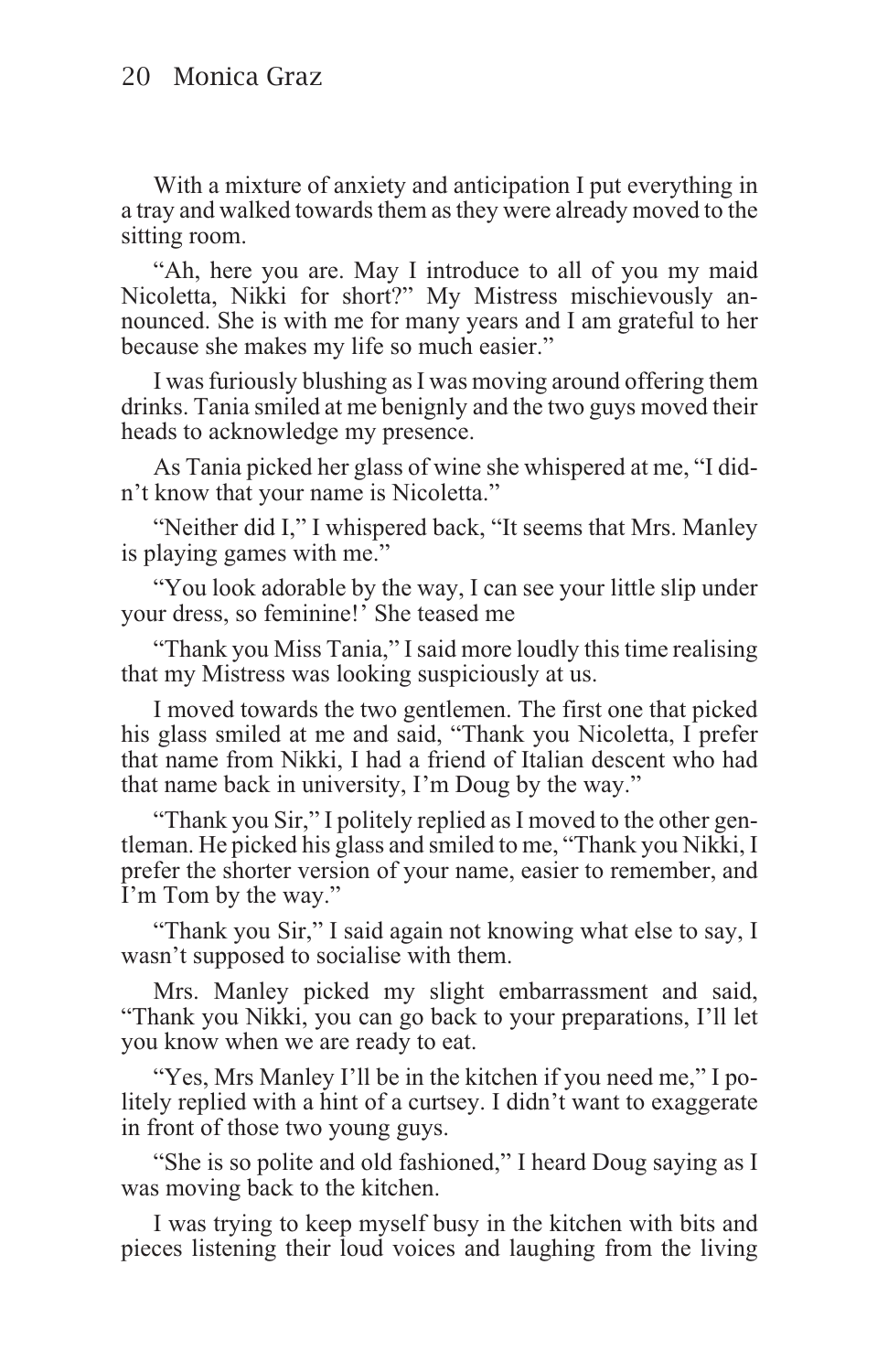With a mixture of anxiety and anticipation I put everything in a tray and walked towards them as they were already moved to the sitting room.

"Ah, here you are. May I introduce to all of you my maid Nicoletta, Nikki for short?" My Mistress mischievously announced. She is with me for many years and I am grateful to her because she makes my life so much easier."

I was furiously blushing as I was moving around offering them drinks. Tania smiled at me benignly and the two guys moved their heads to acknowledge my presence.

As Tania picked her glass of wine she whispered at me, "I didn't know that your name is Nicoletta."

"Neither did I," I whispered back, "It seems that Mrs. Manley is playing games with me."

"You look adorable by the way, I can see your little slip under your dress, so feminine!' She teased me

"Thank you Miss Tania," I said more loudly this time realising that my Mistress was looking suspiciously at us.

I moved towards the two gentlemen. The first one that picked his glass smiled at me and said, "Thank you Nicoletta, I prefer that name from Nikki, I had a friend of Italian descent who had that name back in university, I'm Doug by the way."

"Thank you Sir," I politely replied as I moved to the other gentleman. He picked his glass and smiled to me, "Thank you Nikki, I prefer the shorter version of your name, easier to remember, and I'm Tom by the way."

"Thank you Sir," I said again not knowing what else to say, I wasn't supposed to socialise with them.

Mrs. Manley picked my slight embarrassment and said, "Thank you Nikki, you can go back to your preparations, I'll let you know when we are ready to eat.

"Yes, Mrs Manley I'll be in the kitchen if you need me," I politely replied with a hint of a curtsey. I didn't want to exaggerate in front of those two young guys.

"She is so polite and old fashioned," I heard Doug saying as I was moving back to the kitchen.

I was trying to keep myself busy in the kitchen with bits and pieces listening their loud voices and laughing from the living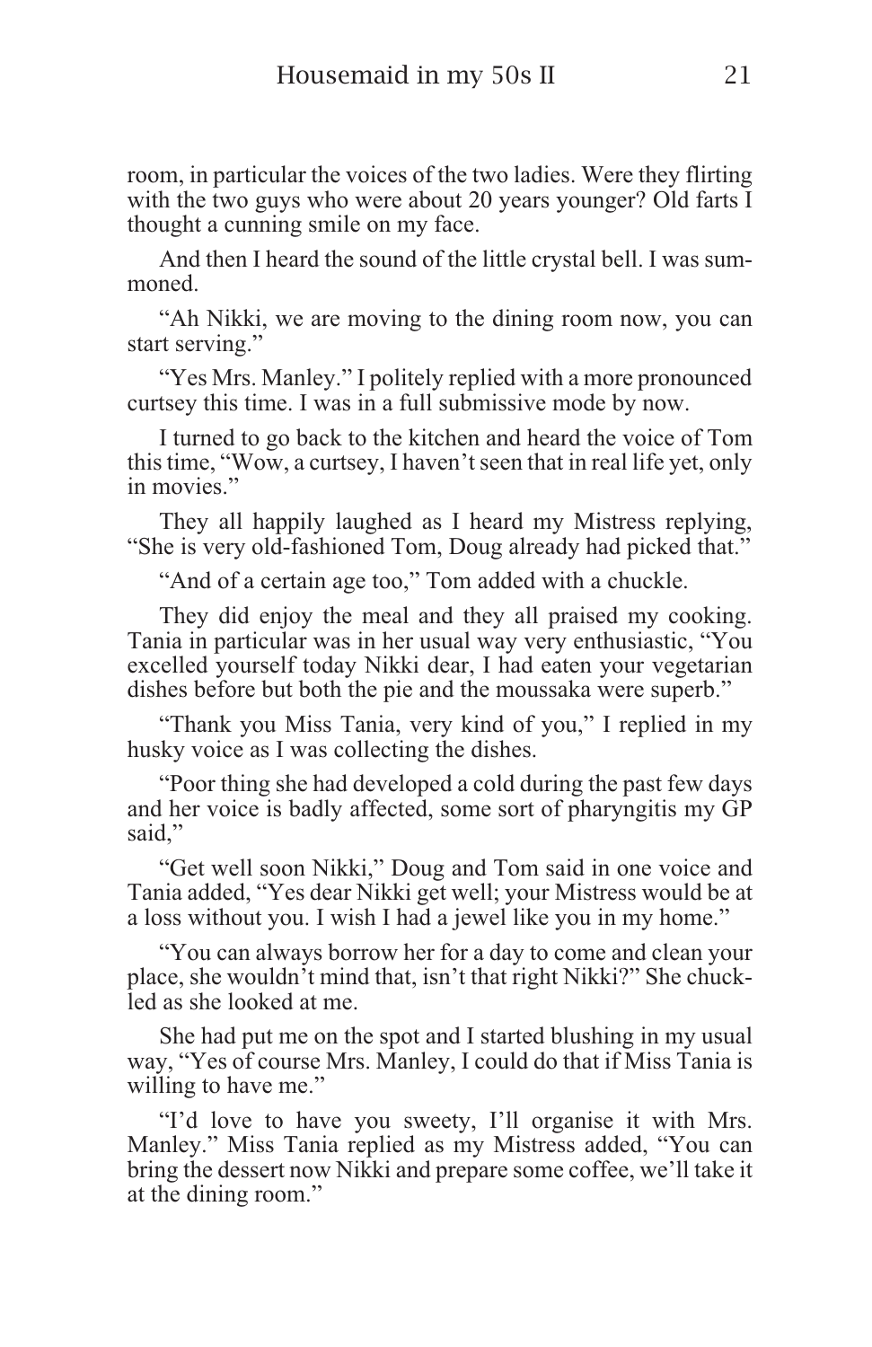room, in particular the voices of the two ladies. Were they flirting with the two guys who were about 20 years younger? Old farts I thought a cunning smile on my face.

And then I heard the sound of the little crystal bell. I was summoned.

"Ah Nikki, we are moving to the dining room now, you can start serving."

"Yes Mrs. Manley." I politely replied with a more pronounced curtsey this time. I was in a full submissive mode by now.

I turned to go back to the kitchen and heard the voice of Tom this time, "Wow, a curtsey, I haven't seen that in real life yet, only in movies."

They all happily laughed as I heard my Mistress replying, "She is very old-fashioned Tom, Doug already had picked that."

"And of a certain age too," Tom added with a chuckle.

They did enjoy the meal and they all praised my cooking. Tania in particular was in her usual way very enthusiastic, "You excelled yourself today Nikki dear, I had eaten your vegetarian dishes before but both the pie and the moussaka were superb."

"Thank you Miss Tania, very kind of you," I replied in my husky voice as I was collecting the dishes.

"Poor thing she had developed a cold during the past few days and her voice is badly affected, some sort of pharyngitis my GP said,"

"Get well soon Nikki," Doug and Tom said in one voice and Tania added, "Yes dear Nikki get well; your Mistress would be at a loss without you. I wish I had a jewel like you in my home."

"You can always borrow her for a day to come and clean your place, she wouldn't mind that, isn't that right Nikki?" She chuckled as she looked at me.

She had put me on the spot and I started blushing in my usual way, "Yes of course Mrs. Manley, I could do that if Miss Tania is willing to have me."

"I'd love to have you sweety, I'll organise it with Mrs. Manley." Miss Tania replied as my Mistress added, "You can bring the dessert now Nikki and prepare some coffee, we'll take it at the dining room."